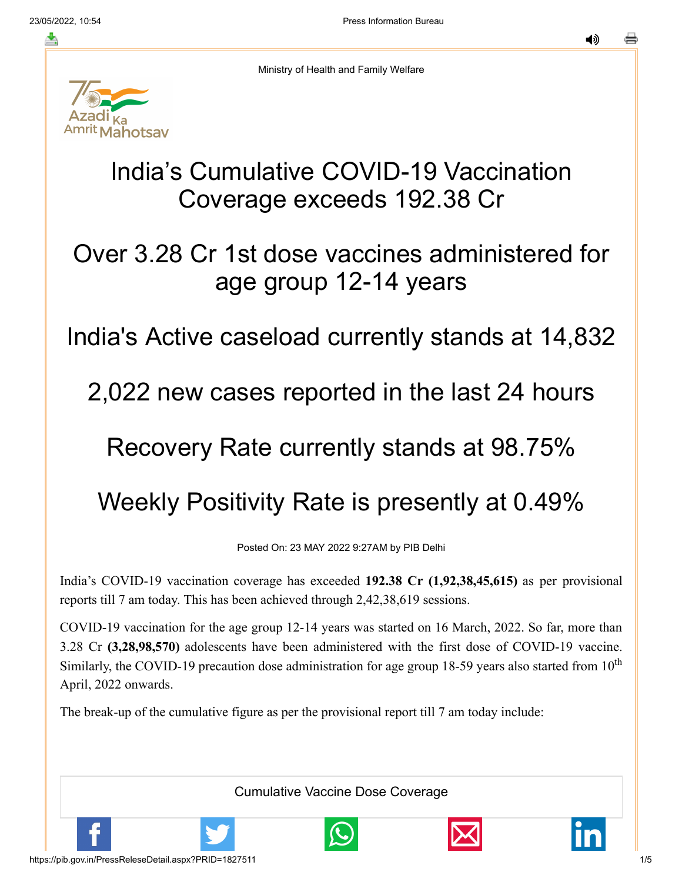Ministry of Health and Family Welfare

# India’s Cumulative COVID-19 Vaccination Coverage exceeds 192.38 Cr

# Over 3.28 Cr 1st dose vaccines administered for age group 12-14 years

# India's Active caseload currently stands at 14,832

# 2,022 new cases reported in the last 24 hours

# Recovery Rate currently stands at 98.75%

# Weekly Positivity Rate is presently at 0.49%

Posted On: 23 MAY 2022 9:27AM by PIB Delhi

India’s COVID-19 vaccination coverage has exceeded **192.38 Cr (1,92,38,45,615)** as per provisional reports till 7 am today. This has been achieved through 2,42,38,619 sessions.

COVID-19 vaccination for the age group 12-14 years was started on 16 March, 2022. So far, more than 3.28 Cr **(3,28,98,570)** adolescents have been administered with the first dose of COVID-19 vaccine. Similarly, the COVID-19 precaution dose administration for age group 18-59 years also started from 10th April, 2022 onwards.

The break-up of the cumulative figure as per the provisional report till 7 am today include:

Cumulative Vaccine Dose Coverage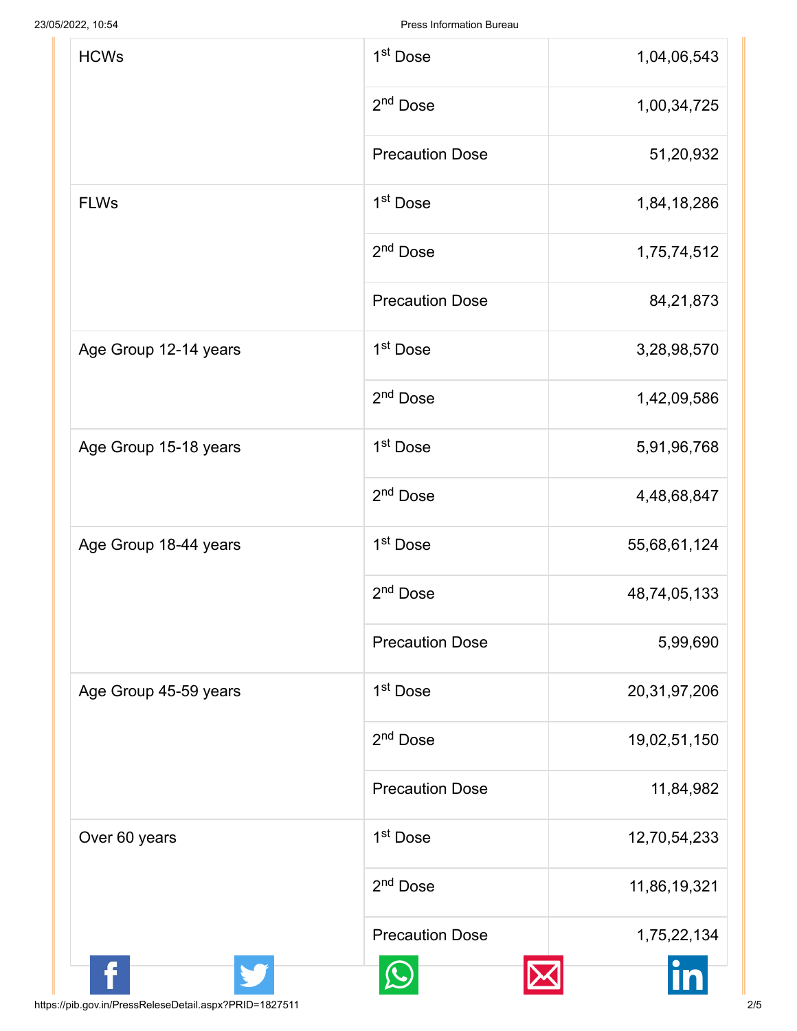| | | |
|---|---|---|
| HCWs | 1st Dose | 1,04,06,543 |
| | 2nd Dose | 1,00,34,725 |
| | Precaution Dose | 51,20,932 |
| FLWs | 1st Dose | 1,84,18,286 |
| | 2nd Dose | 1,75,74,512 |
| | Precaution Dose | 84,21,873 |
| Age Group 12-14 years | 1st Dose | 3,28,98,570 |
| | 2nd Dose | 1,42,09,586 |
| Age Group 15-18 years | 1st Dose | 5,91,96,768 |
| | 2nd Dose | 4,48,68,847 |
| Age Group 18-44 years | 1st Dose | 55,68,61,124 |
| | 2nd Dose | 48,74,05,133 |
| | Precaution Dose | 5,99,690 |
| Age Group 45-59 years | 1st Dose | 20,31,97,206 |
| | 2nd Dose | 19,02,51,150 |
| | Precaution Dose | 11,84,982 |
| Over 60 years | 1st Dose | 12,70,54,233 |
| | 2nd Dose | 11,86,19,321 |
| | Precaution Dose | 1,75,22,134 |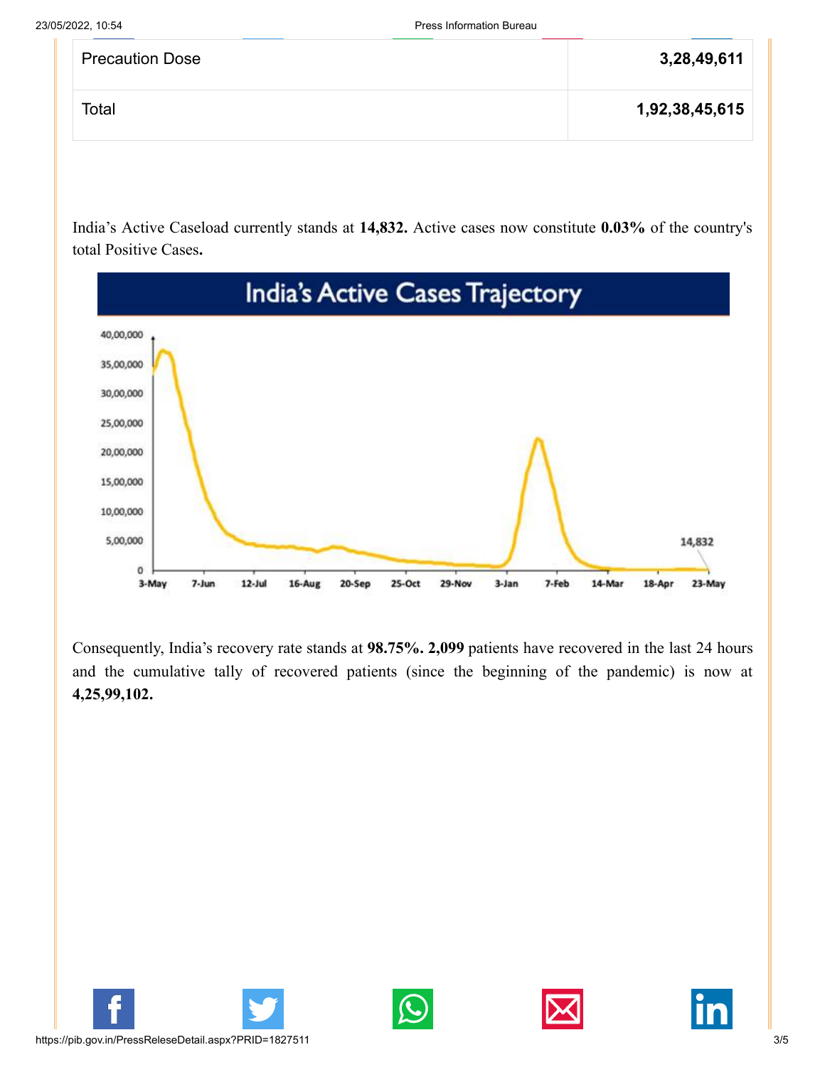| Precaution Dose | 3,28,49,611 |
|---|---|
| Total | 1,92,38,45,615 |

India's Active Caseload currently stands at **14,832.** Active cases now constitute **0.03%** of the country's total Positive Cases**.**

Consequently, India's recovery rate stands at **98.75%. 2,099** patients have recovered in the last 24 hours and the cumulative tally of recovered patients (since the beginning of the pandemic) is now at **4,25,99,102.**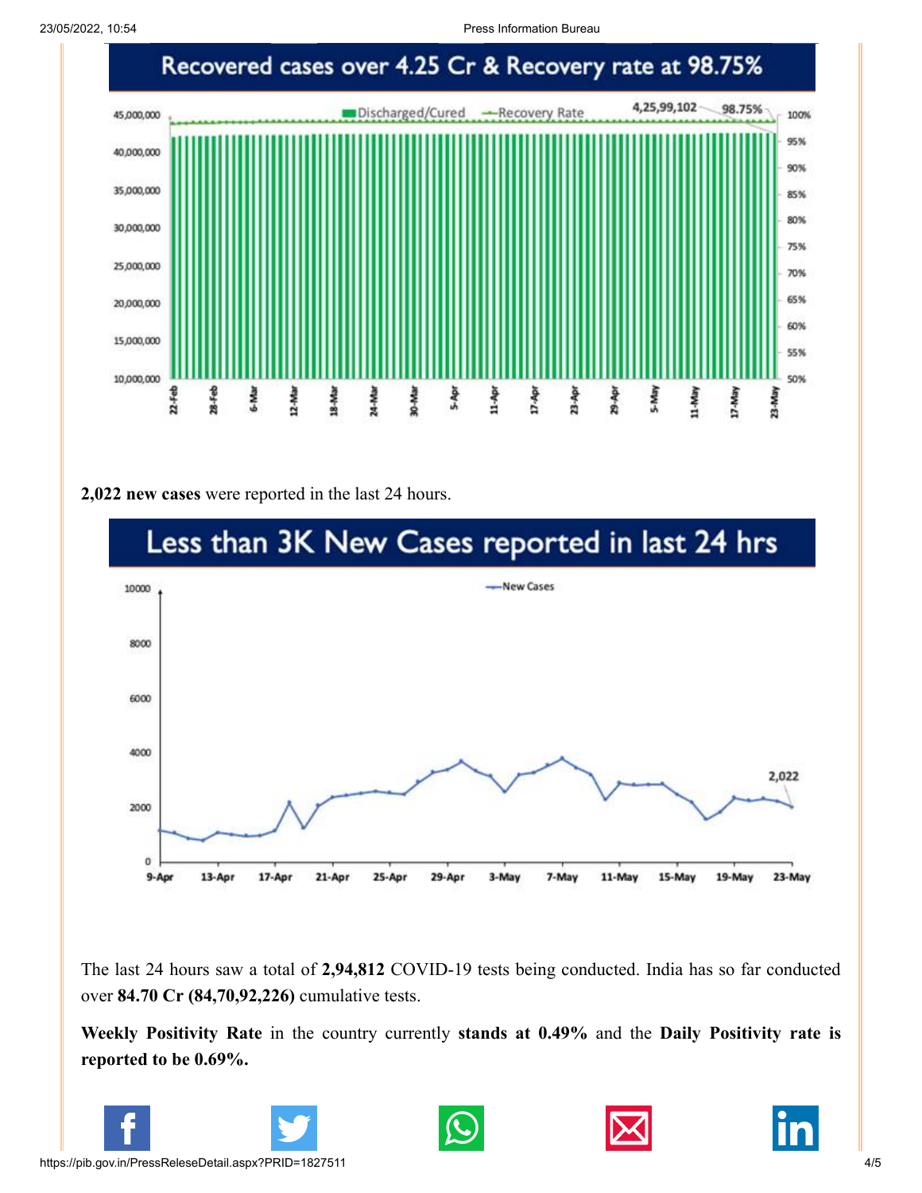## Recovered cases over 4.25 Cr & Recovery rate at 98.75%

**2,022 new cases** were reported in the last 24 hours.

## Less than 3K New Cases reported in last 24 hrs

The last 24 hours saw a total of **2,94,812** COVID-19 tests being conducted. India has so far conducted over **84.70 Cr (84,70,92,226)** cumulative tests.

**Weekly Positivity Rate** in the country currently **stands at 0.49%** and the **Daily Positivity rate is reported to be 0.69%.**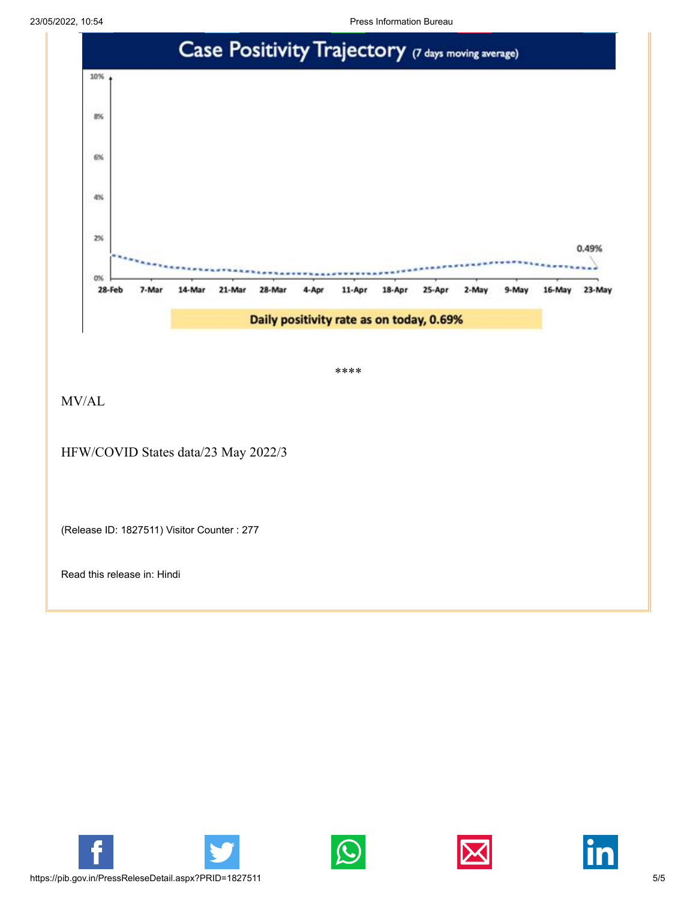Case Positivity Trajectory (7 days moving average)

10%
8%
6%
4%
2%
0%

28-Feb 7-Mar 14-Mar 21-Mar 28-Mar 4-Apr 11-Apr 18-Apr 25-Apr 2-May 9-May 16-May 23-May

0.49%

Daily positivity rate as on today, 0.69%

****

MV/AL

HFW/COVID States data/23 May 2022/3

(Release ID: 1827511) Visitor Counter : 277

Read this release in: Hindi